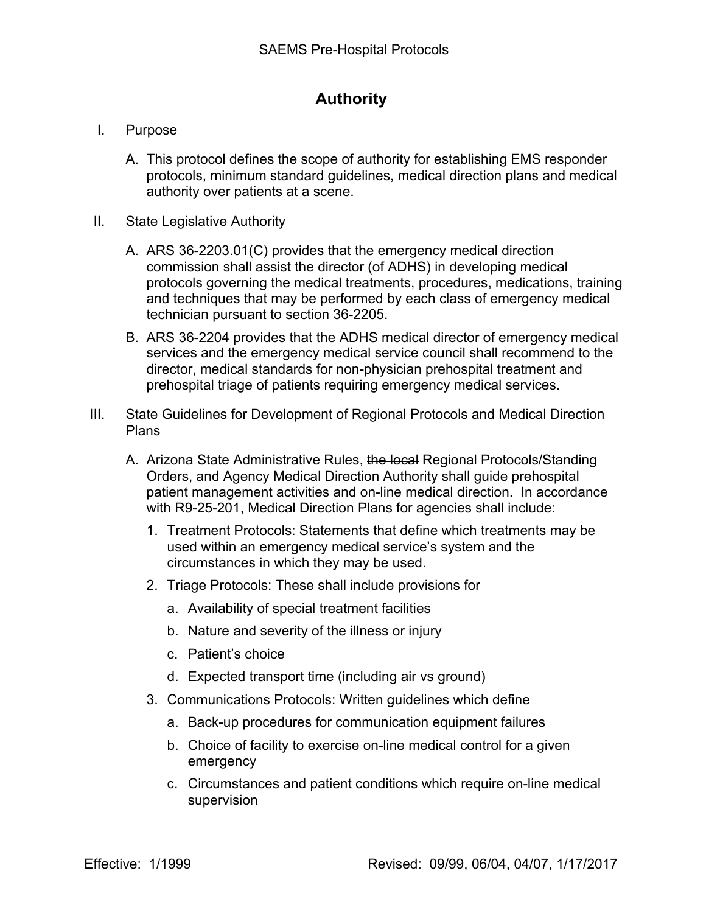# Authority

I. Purpose

   A. This protocol defines the scope of authority for establishing EMS responder protocols, minimum standard guidelines, medical direction plans and medical authority over patients at a scene.

II. State Legislative Authority

   A. ARS 36-2203.01(C) provides that the emergency medical direction commission shall assist the director (of ADHS) in developing medical protocols governing the medical treatments, procedures, medications, training and techniques that may be performed by each class of emergency medical technician pursuant to section 36-2205.

   B. ARS 36-2204 provides that the ADHS medical director of emergency medical services and the emergency medical service council shall recommend to the director, medical standards for non-physician prehospital treatment and prehospital triage of patients requiring emergency medical services.

III. State Guidelines for Development of Regional Protocols and Medical Direction Plans

   A. Arizona State Administrative Rules, ~~the local~~ Regional Protocols/Standing Orders, and Agency Medical Direction Authority shall guide prehospital patient management activities and on-line medical direction. In accordance with R9-25-201, Medical Direction Plans for agencies shall include:

      1. Treatment Protocols: Statements that define which treatments may be used within an emergency medical service's system and the circumstances in which they may be used.
      2. Triage Protocols: These shall include provisions for
         a. Availability of special treatment facilities
         b. Nature and severity of the illness or injury
         c. Patient's choice
         d. Expected transport time (including air vs ground)
      3. Communications Protocols: Written guidelines which define
         a. Back-up procedures for communication equipment failures
         b. Choice of facility to exercise on-line medical control for a given emergency
         c. Circumstances and patient conditions which require on-line medical supervision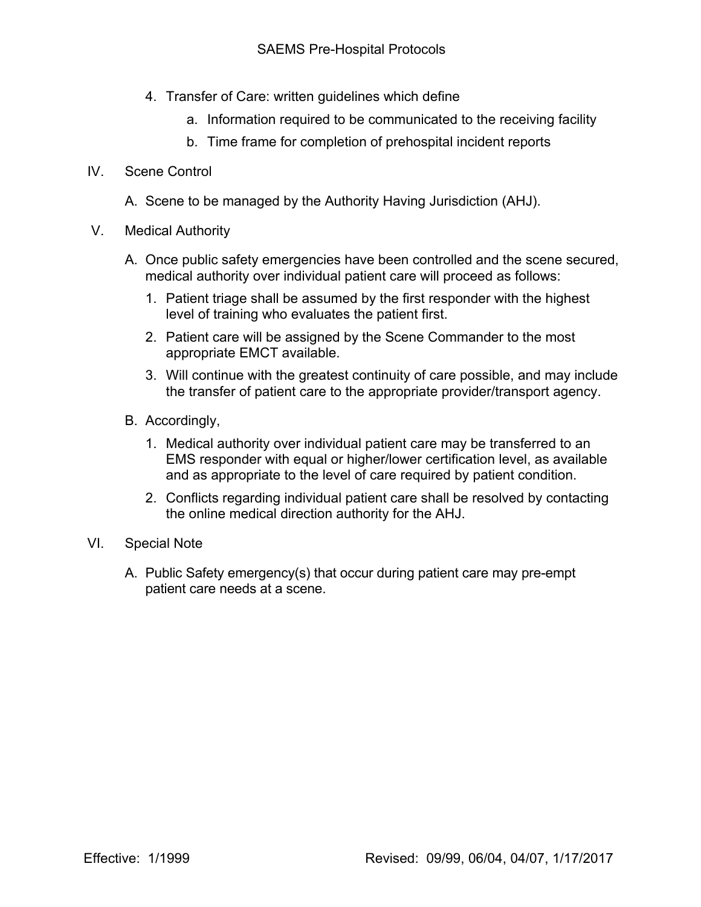4. Transfer of Care: written guidelines which define
    a. Information required to be communicated to the receiving facility
    b. Time frame for completion of prehospital incident reports

IV. Scene Control

A. Scene to be managed by the Authority Having Jurisdiction (AHJ).

V. Medical Authority

A. Once public safety emergencies have been controlled and the scene secured, medical authority over individual patient care will proceed as follows:

1. Patient triage shall be assumed by the first responder with the highest level of training who evaluates the patient first.
2. Patient care will be assigned by the Scene Commander to the most appropriate EMCT available.
3. Will continue with the greatest continuity of care possible, and may include the transfer of patient care to the appropriate provider/transport agency.

B. Accordingly,

1. Medical authority over individual patient care may be transferred to an EMS responder with equal or higher/lower certification level, as available and as appropriate to the level of care required by patient condition.
2. Conflicts regarding individual patient care shall be resolved by contacting the online medical direction authority for the AHJ.

VI. Special Note

A. Public Safety emergency(s) that occur during patient care may pre-empt patient care needs at a scene.

Effective: 1/1999 Revised: 09/99, 06/04, 04/07, 1/17/2017